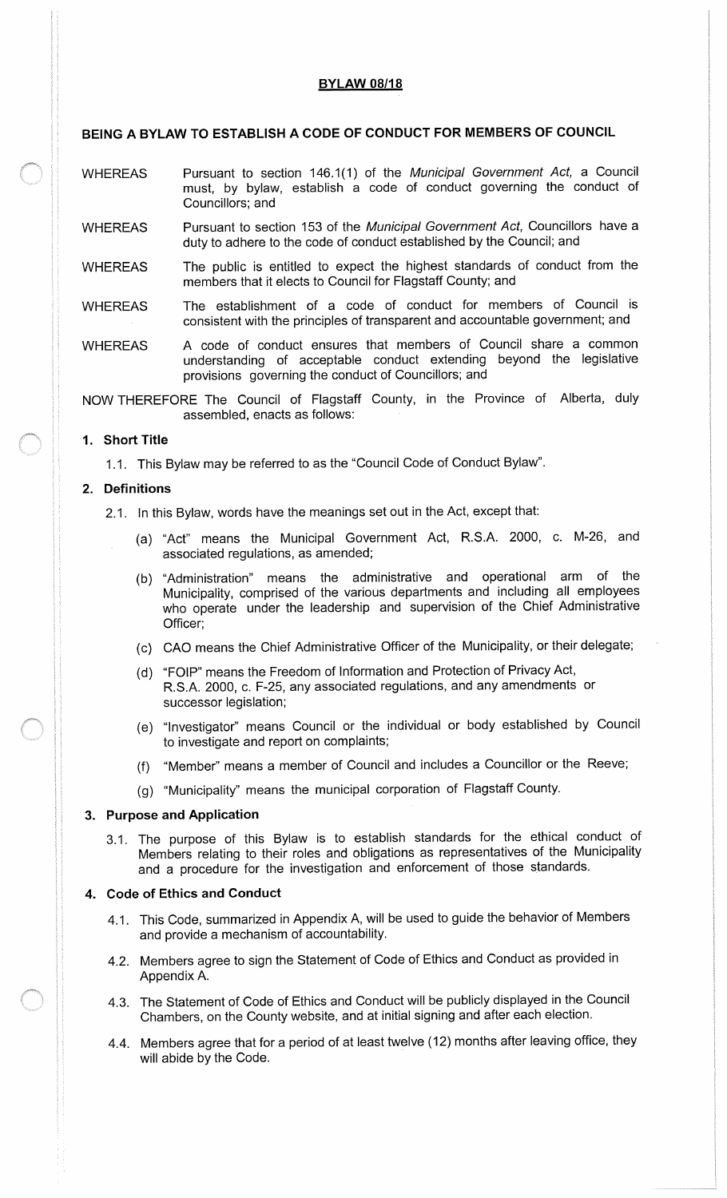# BYLAW 08/18

## BEING A BYLAW TO ESTABLISH A CODE OF CONDUCT FOR MEMBERS OF COUNCIL

WHEREAS Pursuant to section 146.1(1) of the *Municipal Government Act*, a Council must, by bylaw, establish a code of conduct governing the conduct of Councillors; and

WHEREAS Pursuant to section 153 of the *Municipal Government Act*, Councillors have a duty to adhere to the code of conduct established by the Council; and

WHEREAS The public is entitled to expect the highest standards of conduct from the members that it elects to Council for Flagstaff County; and

WHEREAS The establishment of a code of conduct for members of Council is consistent with the principles of transparent and accountable government; and

WHEREAS A code of conduct ensures that members of Council share a common understanding of acceptable conduct extending beyond the legislative provisions governing the conduct of Councillors; and

NOW THEREFORE The Council of Flagstaff County, in the Province of Alberta, duly assembled, enacts as follows:

### 1. Short Title

1.1. This Bylaw may be referred to as the "Council Code of Conduct Bylaw".

### 2. Definitions

2.1. In this Bylaw, words have the meanings set out in the Act, except that:

(a) "Act" means the Municipal Government Act, R.S.A. 2000, c. M-26, and associated regulations, as amended;

(b) "Administration" means the administrative and operational arm of the Municipality, comprised of the various departments and including all employees who operate under the leadership and supervision of the Chief Administrative Officer;

(c) CAO means the Chief Administrative Officer of the Municipality, or their delegate;

(d) "FOIP" means the Freedom of Information and Protection of Privacy Act, R.S.A. 2000, c. F-25, any associated regulations, and any amendments or successor legislation;

(e) "Investigator" means Council or the individual or body established by Council to investigate and report on complaints;

(f) "Member" means a member of Council and includes a Councillor or the Reeve;

(g) "Municipality" means the municipal corporation of Flagstaff County.

### 3. Purpose and Application

3.1. The purpose of this Bylaw is to establish standards for the ethical conduct of Members relating to their roles and obligations as representatives of the Municipality and a procedure for the investigation and enforcement of those standards.

### 4. Code of Ethics and Conduct

4.1. This Code, summarized in Appendix A, will be used to guide the behavior of Members and provide a mechanism of accountability.

4.2. Members agree to sign the Statement of Code of Ethics and Conduct as provided in Appendix A.

4.3. The Statement of Code of Ethics and Conduct will be publicly displayed in the Council Chambers, on the County website, and at initial signing and after each election.

4.4. Members agree that for a period of at least twelve (12) months after leaving office, they will abide by the Code.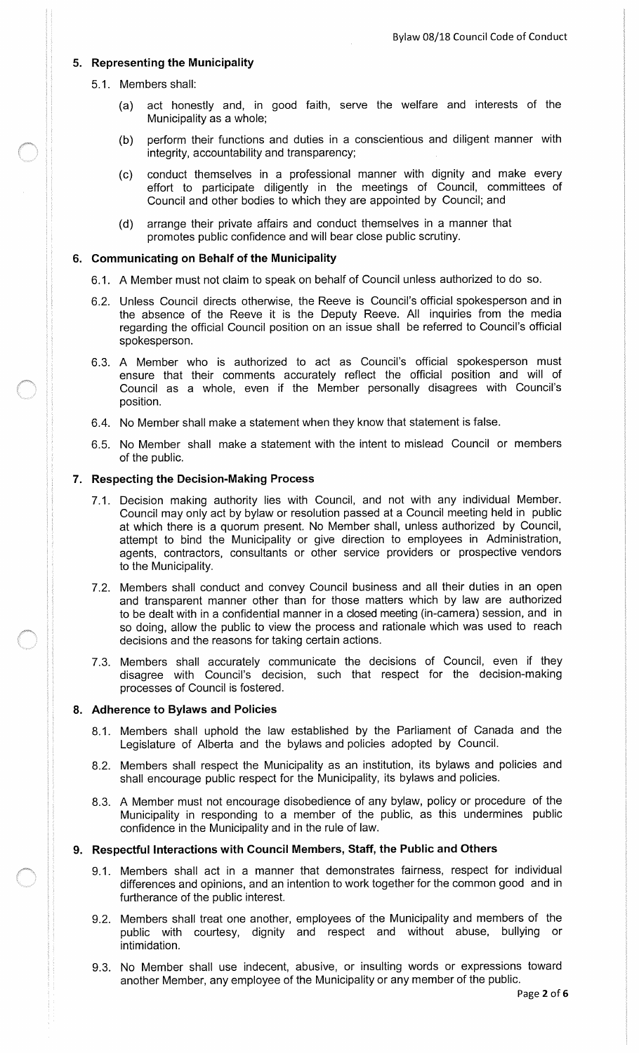## 5. Representing the Municipality

5.1. Members shall:

(a) act honestly and, in good faith, serve the welfare and interests of the Municipality as a whole;

(b) perform their functions and duties in a conscientious and diligent manner with integrity, accountability and transparency;

(c) conduct themselves in a professional manner with dignity and make every effort to participate diligently in the meetings of Council, committees of Council and other bodies to which they are appointed by Council; and

(d) arrange their private affairs and conduct themselves in a manner that promotes public confidence and will bear close public scrutiny.

## 6. Communicating on Behalf of the Municipality

6.1. A Member must not claim to speak on behalf of Council unless authorized to do so.

6.2. Unless Council directs otherwise, the Reeve is Council's official spokesperson and in the absence of the Reeve it is the Deputy Reeve. All inquiries from the media regarding the official Council position on an issue shall be referred to Council's official spokesperson.

6.3. A Member who is authorized to act as Council's official spokesperson must ensure that their comments accurately reflect the official position and will of Council as a whole, even if the Member personally disagrees with Council's position.

6.4. No Member shall make a statement when they know that statement is false.

6.5. No Member shall make a statement with the intent to mislead Council or members of the public.

## 7. Respecting the Decision-Making Process

7.1. Decision making authority lies with Council, and not with any individual Member. Council may only act by bylaw or resolution passed at a Council meeting held in public at which there is a quorum present. No Member shall, unless authorized by Council, attempt to bind the Municipality or give direction to employees in Administration, agents, contractors, consultants or other service providers or prospective vendors to the Municipality.

7.2. Members shall conduct and convey Council business and all their duties in an open and transparent manner other than for those matters which by law are authorized to be dealt with in a confidential manner in a closed meeting (in-camera) session, and in so doing, allow the public to view the process and rationale which was used to reach decisions and the reasons for taking certain actions.

7.3. Members shall accurately communicate the decisions of Council, even if they disagree with Council's decision, such that respect for the decision-making processes of Council is fostered.

## 8. Adherence to Bylaws and Policies

8.1. Members shall uphold the law established by the Parliament of Canada and the Legislature of Alberta and the bylaws and policies adopted by Council.

8.2. Members shall respect the Municipality as an institution, its bylaws and policies and shall encourage public respect for the Municipality, its bylaws and policies.

8.3. A Member must not encourage disobedience of any bylaw, policy or procedure of the Municipality in responding to a member of the public, as this undermines public confidence in the Municipality and in the rule of law.

## 9. Respectful Interactions with Council Members, Staff, the Public and Others

9.1. Members shall act in a manner that demonstrates fairness, respect for individual differences and opinions, and an intention to work together for the common good and in furtherance of the public interest.

9.2. Members shall treat one another, employees of the Municipality and members of the public with courtesy, dignity and respect and without abuse, bullying or intimidation.

9.3. No Member shall use indecent, abusive, or insulting words or expressions toward another Member, any employee of the Municipality or any member of the public.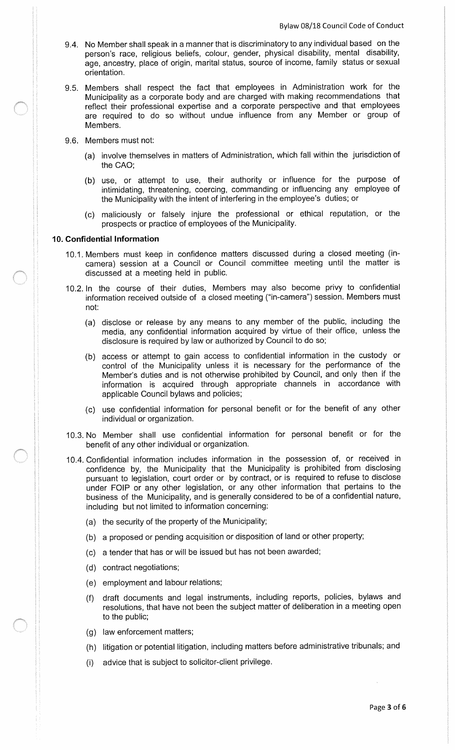9.4. No Member shall speak in a manner that is discriminatory to any individual based on the person's race, religious beliefs, colour, gender, physical disability, mental disability, age, ancestry, place of origin, marital status, source of income, family status or sexual orientation.

9.5. Members shall respect the fact that employees in Administration work for the Municipality as a corporate body and are charged with making recommendations that reflect their professional expertise and a corporate perspective and that employees are required to do so without undue influence from any Member or group of Members.

9.6. Members must not:

(a) involve themselves in matters of Administration, which fall within the jurisdiction of the CAO;

(b) use, or attempt to use, their authority or influence for the purpose of intimidating, threatening, coercing, commanding or influencing any employee of the Municipality with the intent of interfering in the employee's duties; or

(c) maliciously or falsely injure the professional or ethical reputation, or the prospects or practice of employees of the Municipality.

## 10. Confidential Information

10.1. Members must keep in confidence matters discussed during a closed meeting (in-camera) session at a Council or Council committee meeting until the matter is discussed at a meeting held in public.

10.2. In the course of their duties, Members may also become privy to confidential information received outside of a closed meeting ("in-camera") session. Members must not:

(a) disclose or release by any means to any member of the public, including the media, any confidential information acquired by virtue of their office, unless the disclosure is required by law or authorized by Council to do so;

(b) access or attempt to gain access to confidential information in the custody or control of the Municipality unless it is necessary for the performance of the Member's duties and is not otherwise prohibited by Council, and only then if the information is acquired through appropriate channels in accordance with applicable Council bylaws and policies;

(c) use confidential information for personal benefit or for the benefit of any other individual or organization.

10.3. No Member shall use confidential information for personal benefit or for the benefit of any other individual or organization.

10.4. Confidential information includes information in the possession of, or received in confidence by, the Municipality that the Municipality is prohibited from disclosing pursuant to legislation, court order or by contract, or is required to refuse to disclose under FOIP or any other legislation, or any other information that pertains to the business of the Municipality, and is generally considered to be of a confidential nature, including but not limited to information concerning:

(a) the security of the property of the Municipality;

(b) a proposed or pending acquisition or disposition of land or other property;

(c) a tender that has or will be issued but has not been awarded;

(d) contract negotiations;

(e) employment and labour relations;

(f) draft documents and legal instruments, including reports, policies, bylaws and resolutions, that have not been the subject matter of deliberation in a meeting open to the public;

(g) law enforcement matters;

(h) litigation or potential litigation, including matters before administrative tribunals; and

(i) advice that is subject to solicitor-client privilege.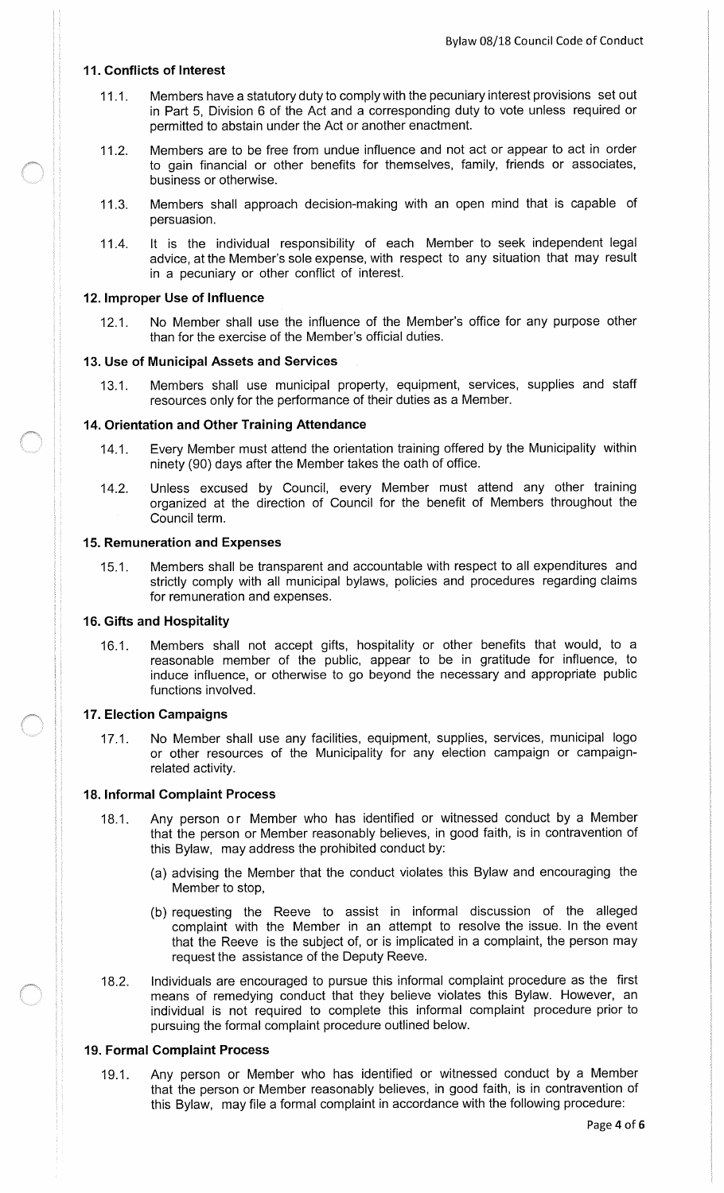### 11. Conflicts of Interest

11.1. Members have a statutory duty to comply with the pecuniary interest provisions set out in Part 5, Division 6 of the Act and a corresponding duty to vote unless required or permitted to abstain under the Act or another enactment.

11.2. Members are to be free from undue influence and not act or appear to act in order to gain financial or other benefits for themselves, family, friends or associates, business or otherwise.

11.3. Members shall approach decision-making with an open mind that is capable of persuasion.

11.4. It is the individual responsibility of each Member to seek independent legal advice, at the Member's sole expense, with respect to any situation that may result in a pecuniary or other conflict of interest.

### 12. Improper Use of Influence

12.1. No Member shall use the influence of the Member's office for any purpose other than for the exercise of the Member's official duties.

### 13. Use of Municipal Assets and Services

13.1. Members shall use municipal property, equipment, services, supplies and staff resources only for the performance of their duties as a Member.

### 14. Orientation and Other Training Attendance

14.1. Every Member must attend the orientation training offered by the Municipality within ninety (90) days after the Member takes the oath of office.

14.2. Unless excused by Council, every Member must attend any other training organized at the direction of Council for the benefit of Members throughout the Council term.

### 15. Remuneration and Expenses

15.1. Members shall be transparent and accountable with respect to all expenditures and strictly comply with all municipal bylaws, policies and procedures regarding claims for remuneration and expenses.

### 16. Gifts and Hospitality

16.1. Members shall not accept gifts, hospitality or other benefits that would, to a reasonable member of the public, appear to be in gratitude for influence, to induce influence, or otherwise to go beyond the necessary and appropriate public functions involved.

### 17. Election Campaigns

17.1. No Member shall use any facilities, equipment, supplies, services, municipal logo or other resources of the Municipality for any election campaign or campaign-related activity.

### 18. Informal Complaint Process

18.1. Any person or Member who has identified or witnessed conduct by a Member that the person or Member reasonably believes, in good faith, is in contravention of this Bylaw, may address the prohibited conduct by:

(a) advising the Member that the conduct violates this Bylaw and encouraging the Member to stop,

(b) requesting the Reeve to assist in informal discussion of the alleged complaint with the Member in an attempt to resolve the issue. In the event that the Reeve is the subject of, or is implicated in a complaint, the person may request the assistance of the Deputy Reeve.

18.2. Individuals are encouraged to pursue this informal complaint procedure as the first means of remedying conduct that they believe violates this Bylaw. However, an individual is not required to complete this informal complaint procedure prior to pursuing the formal complaint procedure outlined below.

### 19. Formal Complaint Process

19.1. Any person or Member who has identified or witnessed conduct by a Member that the person or Member reasonably believes, in good faith, is in contravention of this Bylaw, may file a formal complaint in accordance with the following procedure: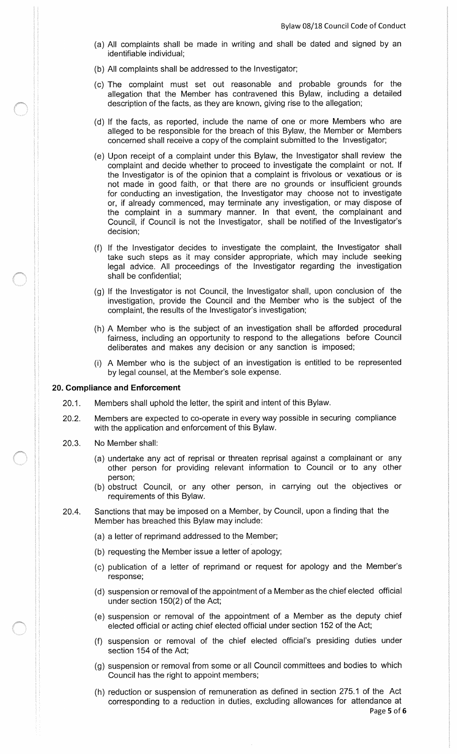(a) All complaints shall be made in writing and shall be dated and signed by an identifiable individual;

(b) All complaints shall be addressed to the Investigator;

(c) The complaint must set out reasonable and probable grounds for the allegation that the Member has contravened this Bylaw, including a detailed description of the facts, as they are known, giving rise to the allegation;

(d) If the facts, as reported, include the name of one or more Members who are alleged to be responsible for the breach of this Bylaw, the Member or Members concerned shall receive a copy of the complaint submitted to the Investigator;

(e) Upon receipt of a complaint under this Bylaw, the Investigator shall review the complaint and decide whether to proceed to investigate the complaint or not. If the Investigator is of the opinion that a complaint is frivolous or vexatious or is not made in good faith, or that there are no grounds or insufficient grounds for conducting an investigation, the Investigator may choose not to investigate or, if already commenced, may terminate any investigation, or may dispose of the complaint in a summary manner. In that event, the complainant and Council, if Council is not the Investigator, shall be notified of the Investigator's decision;

(f) If the Investigator decides to investigate the complaint, the Investigator shall take such steps as it may consider appropriate, which may include seeking legal advice. All proceedings of the Investigator regarding the investigation shall be confidential;

(g) If the Investigator is not Council, the Investigator shall, upon conclusion of the investigation, provide the Council and the Member who is the subject of the complaint, the results of the Investigator's investigation;

(h) A Member who is the subject of an investigation shall be afforded procedural fairness, including an opportunity to respond to the allegations before Council deliberates and makes any decision or any sanction is imposed;

(i) A Member who is the subject of an investigation is entitled to be represented by legal counsel, at the Member's sole expense.

## 20. Compliance and Enforcement

20.1. Members shall uphold the letter, the spirit and intent of this Bylaw.

20.2. Members are expected to co-operate in every way possible in securing compliance with the application and enforcement of this Bylaw.

20.3. No Member shall:

(a) undertake any act of reprisal or threaten reprisal against a complainant or any other person for providing relevant information to Council or to any other person;

(b) obstruct Council, or any other person, in carrying out the objectives or requirements of this Bylaw.

20.4. Sanctions that may be imposed on a Member, by Council, upon a finding that the Member has breached this Bylaw may include:

(a) a letter of reprimand addressed to the Member;

(b) requesting the Member issue a letter of apology;

(c) publication of a letter of reprimand or request for apology and the Member's response;

(d) suspension or removal of the appointment of a Member as the chief elected official under section 150(2) of the Act;

(e) suspension or removal of the appointment of a Member as the deputy chief elected official or acting chief elected official under section 152 of the Act;

(f) suspension or removal of the chief elected official's presiding duties under section 154 of the Act;

(g) suspension or removal from some or all Council committees and bodies to which Council has the right to appoint members;

(h) reduction or suspension of remuneration as defined in section 275.1 of the Act corresponding to a reduction in duties, excluding allowances for attendance at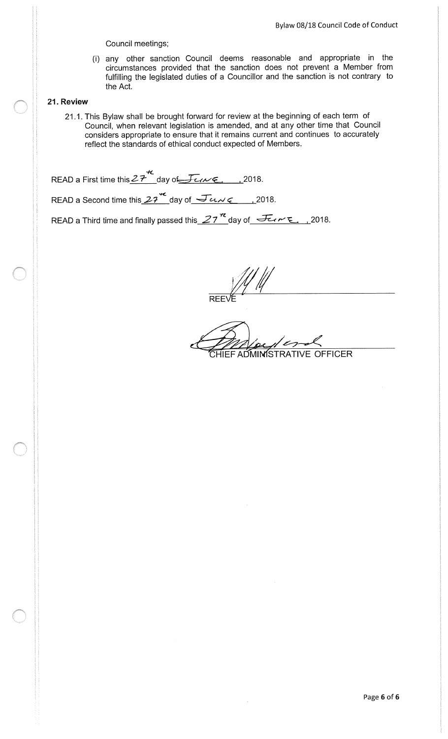Council meetings;

(i) any other sanction Council deems reasonable and appropriate in the circumstances provided that the sanction does not prevent a Member from fulfilling the legislated duties of a Councillor and the sanction is not contrary to the Act.

## 21. Review

21.1. This Bylaw shall be brought forward for review at the beginning of each term of Council, when relevant legislation is amended, and at any other time that Council considers appropriate to ensure that it remains current and continues to accurately reflect the standards of ethical conduct expected of Members.

READ a First time this 27th day of June, 2018.

READ a Second time this 27th day of June, 2018.

READ a Third time and finally passed this 27th day of June, 2018.

REEVE

CHIEF ADMINISTRATIVE OFFICER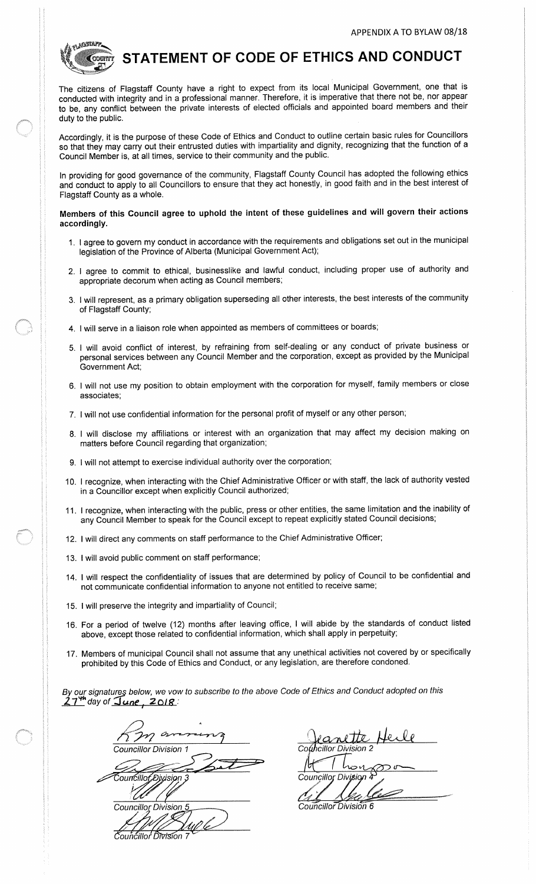APPENDIX A TO BYLAW 08/18

# STATEMENT OF CODE OF ETHICS AND CONDUCT

The citizens of Flagstaff County have a right to expect from its local Municipal Government, one that is conducted with integrity and in a professional manner. Therefore, it is imperative that there not be, nor appear to be, any conflict between the private interests of elected officials and appointed board members and their duty to the public.

Accordingly, it is the purpose of these Code of Ethics and Conduct to outline certain basic rules for Councillors so that they may carry out their entrusted duties with impartiality and dignity, recognizing that the function of a Council Member is, at all times, service to their community and the public.

In providing for good governance of the community, Flagstaff County Council has adopted the following ethics and conduct to apply to all Councillors to ensure that they act honestly, in good faith and in the best interest of Flagstaff County as a whole.

**Members of this Council agree to uphold the intent of these guidelines and will govern their actions accordingly.**

1. I agree to govern my conduct in accordance with the requirements and obligations set out in the municipal legislation of the Province of Alberta (Municipal Government Act);
2. I agree to commit to ethical, businesslike and lawful conduct, including proper use of authority and appropriate decorum when acting as Council members;
3. I will represent, as a primary obligation superseding all other interests, the best interests of the community of Flagstaff County;
4. I will serve in a liaison role when appointed as members of committees or boards;
5. I will avoid conflict of interest, by refraining from self-dealing or any conduct of private business or personal services between any Council Member and the corporation, except as provided by the Municipal Government Act;
6. I will not use my position to obtain employment with the corporation for myself, family members or close associates;
7. I will not use confidential information for the personal profit of myself or any other person;
8. I will disclose my affiliations or interest with an organization that may affect my decision making on matters before Council regarding that organization;
9. I will not attempt to exercise individual authority over the corporation;
10. I recognize, when interacting with the Chief Administrative Officer or with staff, the lack of authority vested in a Councillor except when explicitly Council authorized;
11. I recognize, when interacting with the public, press or other entities, the same limitation and the inability of any Council Member to speak for the Council except to repeat explicitly stated Council decisions;
12. I will direct any comments on staff performance to the Chief Administrative Officer;
13. I will avoid public comment on staff performance;
14. I will respect the confidentiality of issues that are determined by policy of Council to be confidential and not communicate confidential information to anyone not entitled to receive same;
15. I will preserve the integrity and impartiality of Council;
16. For a period of twelve (12) months after leaving office, I will abide by the standards of conduct listed above, except those related to confidential information, which shall apply in perpetuity;
17. Members of municipal Council shall not assume that any unethical activities not covered by or specifically prohibited by this Code of Ethics and Conduct, or any legislation, are therefore condoned.

*By our signatures below, we vow to subscribe to the above Code of Ethics and Conduct adopted on this 27th day of June, 2018:*

[signature]
Councillor Division 1

[signature]
Councillor Division 2

[signature]
Councillor Division 3

[signature]
Councillor Division 4

[signature]
Councillor Division 5

[signature]
Councillor Division 6

[signature]
Councillor Division 7